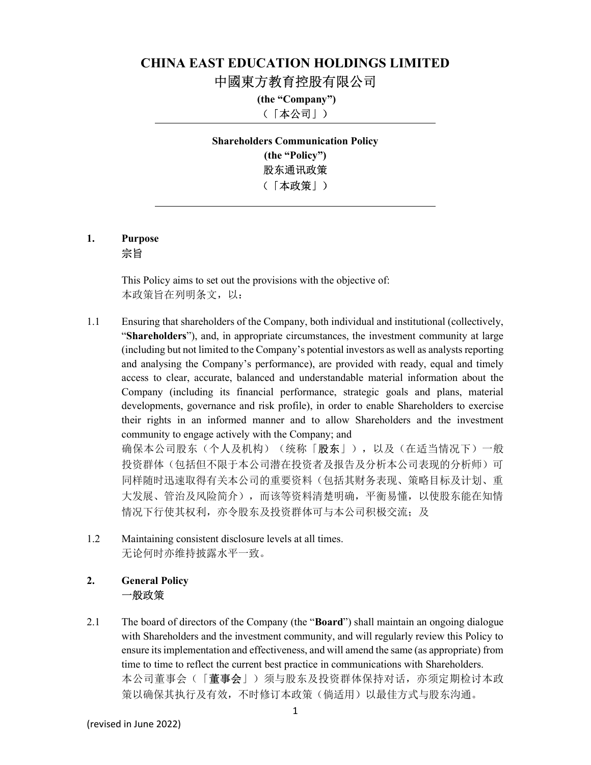# CHINA EAST EDUCATION HOLDINGS LIMITED

# 中國東方教育控股有限公司

**(the "Company")**

（「本公司」）

---

**Shareholders Communication Policy**

**(the "Policy")**

**股东通讯政策**

（「本政策」）

---

## 1. Purpose
## 宗旨

This Policy aims to set out the provisions with the objective of:
本政策旨在列明条文，以：

1.1 Ensuring that shareholders of the Company, both individual and institutional (collectively, "**Shareholders**"), and, in appropriate circumstances, the investment community at large (including but not limited to the Company's potential investors as well as analysts reporting and analysing the Company's performance), are provided with ready, equal and timely access to clear, accurate, balanced and understandable material information about the Company (including its financial performance, strategic goals and plans, material developments, governance and risk profile), in order to enable Shareholders to exercise their rights in an informed manner and to allow Shareholders and the investment community to engage actively with the Company; and
确保本公司股东（个人及机构）（统称「**股东**」），以及（在适当情况下）一般投资群体（包括但不限于本公司潜在投资者及报告及分析本公司表现的分析师）可同样随时迅速取得有关本公司的重要资料（包括其财务表现、策略目标及计划、重大发展、管治及风险简介），而该等资料清楚明确，平衡易懂，以使股东能在知情情况下行使其权利，亦令股东及投资群体可与本公司积极交流；及

1.2 Maintaining consistent disclosure levels at all times.
无论何时亦维持披露水平一致。

## 2. General Policy
## 一般政策

2.1 The board of directors of the Company (the "**Board**") shall maintain an ongoing dialogue with Shareholders and the investment community, and will regularly review this Policy to ensure its implementation and effectiveness, and will amend the same (as appropriate) from time to time to reflect the current best practice in communications with Shareholders.
本公司董事会（「**董事会**」）须与股东及投资群体保持对话，亦须定期检讨本政策以确保其执行及有效，不时修订本政策（倘适用）以最佳方式与股东沟通。

(revised in June 2022)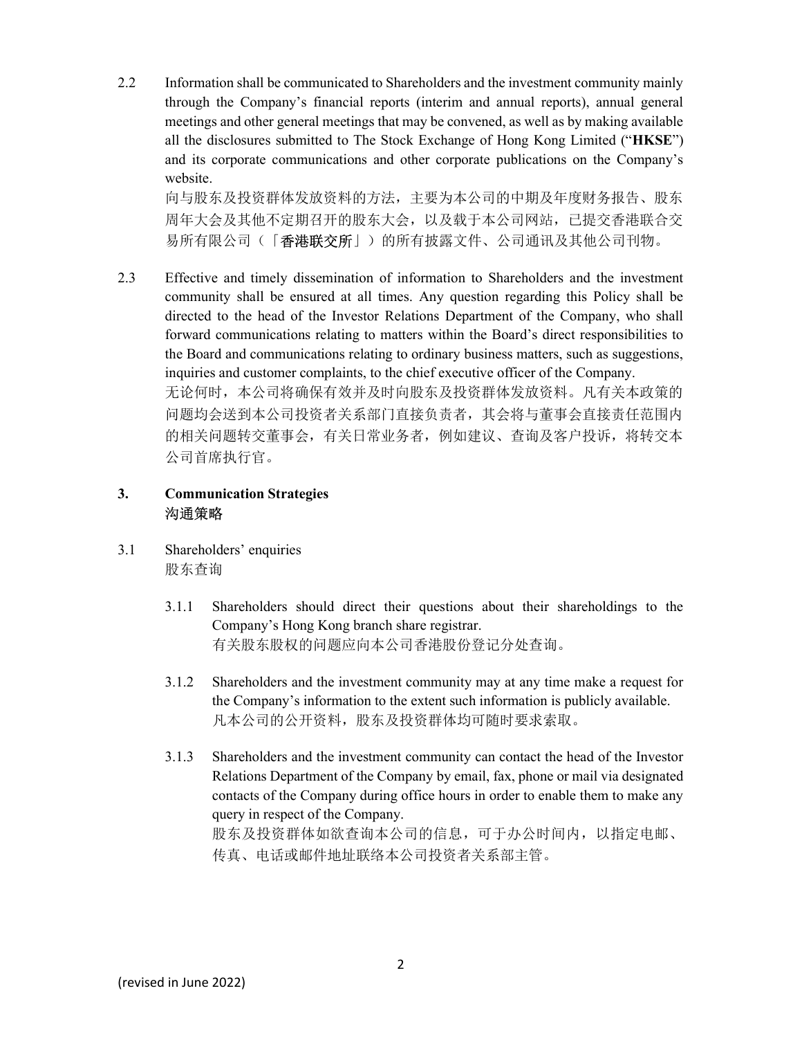2.2 Information shall be communicated to Shareholders and the investment community mainly through the Company's financial reports (interim and annual reports), annual general meetings and other general meetings that may be convened, as well as by making available all the disclosures submitted to The Stock Exchange of Hong Kong Limited ("**HKSE**") and its corporate communications and other corporate publications on the Company's website.
向与股东及投资群体发放资料的方法，主要为本公司的中期及年度财务报告、股东周年大会及其他不定期召开的股东大会，以及载于本公司网站，已提交香港联合交易所有限公司（「**香港联交所**」）的所有披露文件、公司通讯及其他公司刊物。

2.3 Effective and timely dissemination of information to Shareholders and the investment community shall be ensured at all times. Any question regarding this Policy shall be directed to the head of the Investor Relations Department of the Company, who shall forward communications relating to matters within the Board's direct responsibilities to the Board and communications relating to ordinary business matters, such as suggestions, inquiries and customer complaints, to the chief executive officer of the Company.
无论何时，本公司将确保有效并及时向股东及投资群体发放资料。凡有关本政策的问题均会送到本公司投资者关系部门直接负责者，其会将与董事会直接责任范围内的相关问题转交董事会，有关日常业务者，例如建议、查询及客户投诉，将转交本公司首席执行官。

## 3. Communication Strategies
## 沟通策略

### 3.1 Shareholders' enquiries
### 股东查询

3.1.1 Shareholders should direct their questions about their shareholdings to the Company's Hong Kong branch share registrar.
有关股东股权的问题应向本公司香港股份登记分处查询。

3.1.2 Shareholders and the investment community may at any time make a request for the Company's information to the extent such information is publicly available.
凡本公司的公开资料，股东及投资群体均可随时要求索取。

3.1.3 Shareholders and the investment community can contact the head of the Investor Relations Department of the Company by email, fax, phone or mail via designated contacts of the Company during office hours in order to enable them to make any query in respect of the Company.
股东及投资群体如欲查询本公司的信息，可于办公时间内，以指定电邮、传真、电话或邮件地址联络本公司投资者关系部主管。

(revised in June 2022)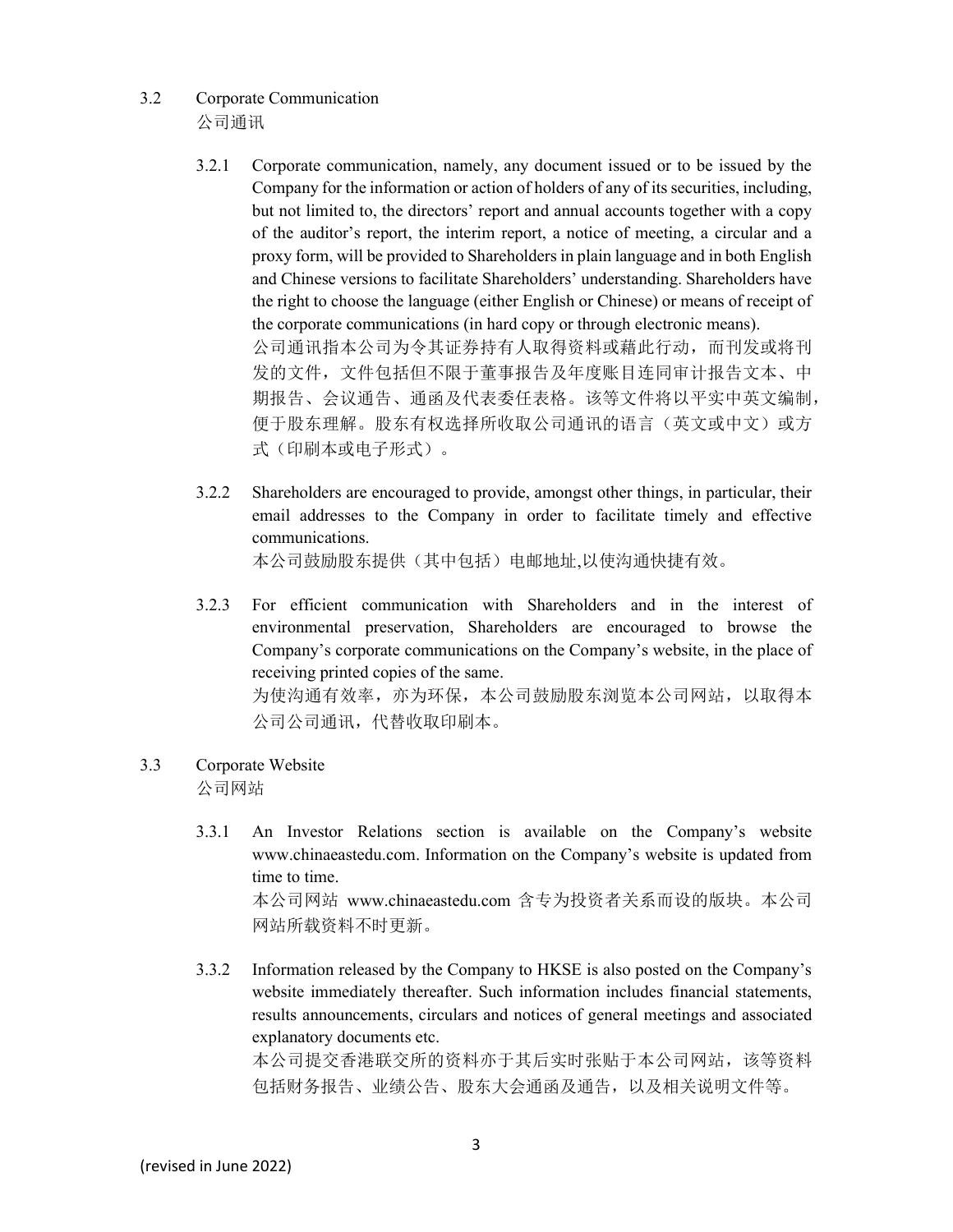## 3.2 Corporate Communication
公司通讯

3.2.1 Corporate communication, namely, any document issued or to be issued by the Company for the information or action of holders of any of its securities, including, but not limited to, the directors' report and annual accounts together with a copy of the auditor's report, the interim report, a notice of meeting, a circular and a proxy form, will be provided to Shareholders in plain language and in both English and Chinese versions to facilitate Shareholders' understanding. Shareholders have the right to choose the language (either English or Chinese) or means of receipt of the corporate communications (in hard copy or through electronic means).
公司通讯指本公司为令其证券持有人取得资料或藉此行动，而刊发或将刊发的文件，文件包括但不限于董事报告及年度账目连同审计报告文本、中期报告、会议通告、通函及代表委任表格。该等文件将以平实中英文编制，便于股东理解。股东有权选择所收取公司通讯的语言（英文或中文）或方式（印刷本或电子形式）。

3.2.2 Shareholders are encouraged to provide, amongst other things, in particular, their email addresses to the Company in order to facilitate timely and effective communications.
本公司鼓励股东提供（其中包括）电邮地址,以使沟通快捷有效。

3.2.3 For efficient communication with Shareholders and in the interest of environmental preservation, Shareholders are encouraged to browse the Company's corporate communications on the Company's website, in the place of receiving printed copies of the same.
为使沟通有效率，亦为环保，本公司鼓励股东浏览本公司网站，以取得本公司公司通讯，代替收取印刷本。

## 3.3 Corporate Website
公司网站

3.3.1 An Investor Relations section is available on the Company's website www.chinaeastedu.com. Information on the Company's website is updated from time to time.
本公司网站 www.chinaeastedu.com 含专为投资者关系而设的版块。本公司网站所载资料不时更新。

3.3.2 Information released by the Company to HKSE is also posted on the Company's website immediately thereafter. Such information includes financial statements, results announcements, circulars and notices of general meetings and associated explanatory documents etc.
本公司提交香港联交所的资料亦于其后实时张贴于本公司网站，该等资料包括财务报告、业绩公告、股东大会通函及通告，以及相关说明文件等。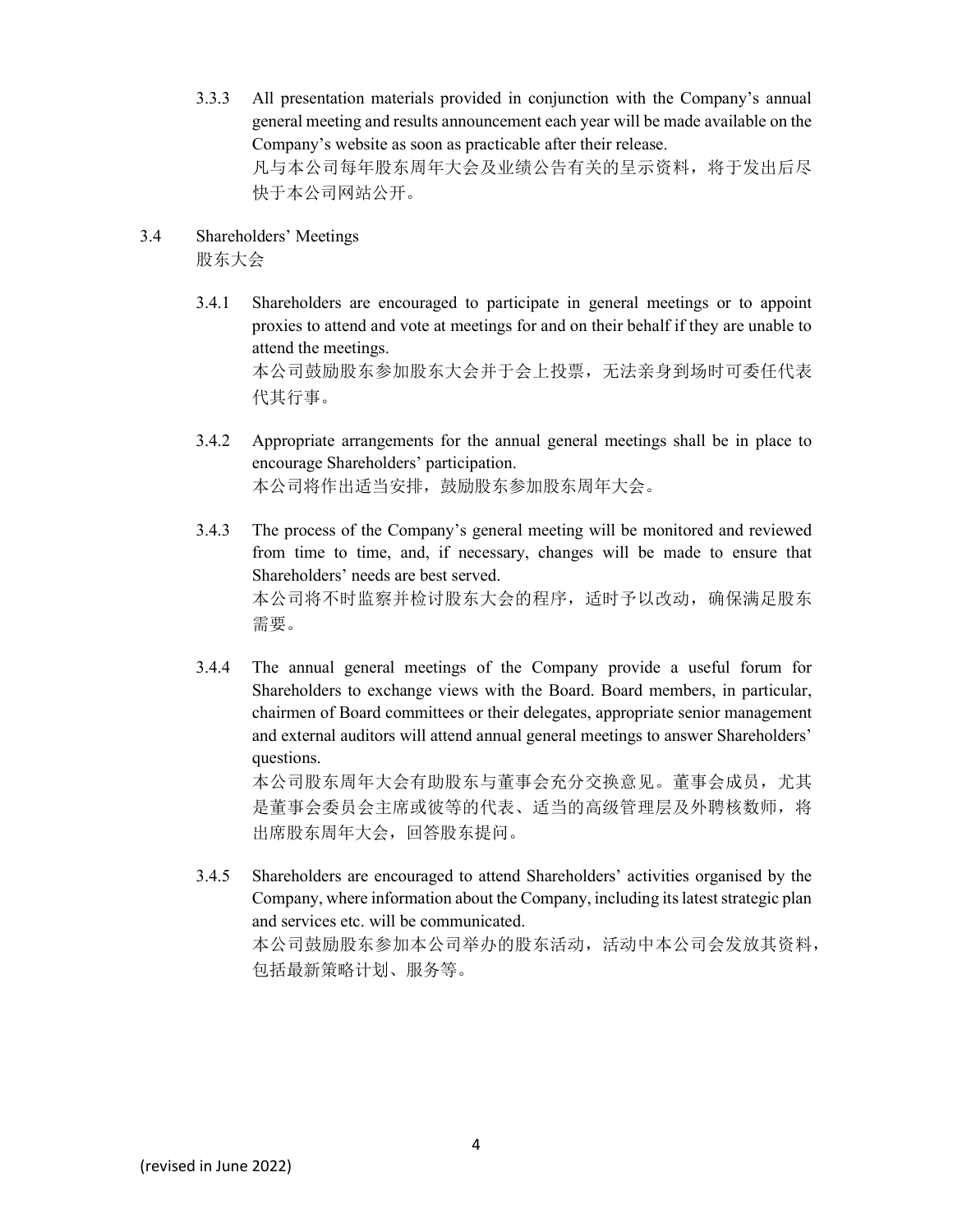3.3.3 All presentation materials provided in conjunction with the Company's annual general meeting and results announcement each year will be made available on the Company's website as soon as practicable after their release.
凡与本公司每年股东周年大会及业绩公告有关的呈示资料，将于发出后尽快于本公司网站公开。

3.4 Shareholders' Meetings
股东大会

3.4.1 Shareholders are encouraged to participate in general meetings or to appoint proxies to attend and vote at meetings for and on their behalf if they are unable to attend the meetings.
本公司鼓励股东参加股东大会并于会上投票，无法亲身到场时可委任代表代其行事。

3.4.2 Appropriate arrangements for the annual general meetings shall be in place to encourage Shareholders' participation.
本公司将作出适当安排，鼓励股东参加股东周年大会。

3.4.3 The process of the Company's general meeting will be monitored and reviewed from time to time, and, if necessary, changes will be made to ensure that Shareholders' needs are best served.
本公司将不时监察并检讨股东大会的程序，适时予以改动，确保满足股东需要。

3.4.4 The annual general meetings of the Company provide a useful forum for Shareholders to exchange views with the Board. Board members, in particular, chairmen of Board committees or their delegates, appropriate senior management and external auditors will attend annual general meetings to answer Shareholders' questions.
本公司股东周年大会有助股东与董事会充分交换意见。董事会成员，尤其是董事会委员会主席或彼等的代表、适当的高级管理层及外聘核数师，将出席股东周年大会，回答股东提问。

3.4.5 Shareholders are encouraged to attend Shareholders' activities organised by the Company, where information about the Company, including its latest strategic plan and services etc. will be communicated.
本公司鼓励股东参加本公司举办的股东活动，活动中本公司会发放其资料，包括最新策略计划、服务等。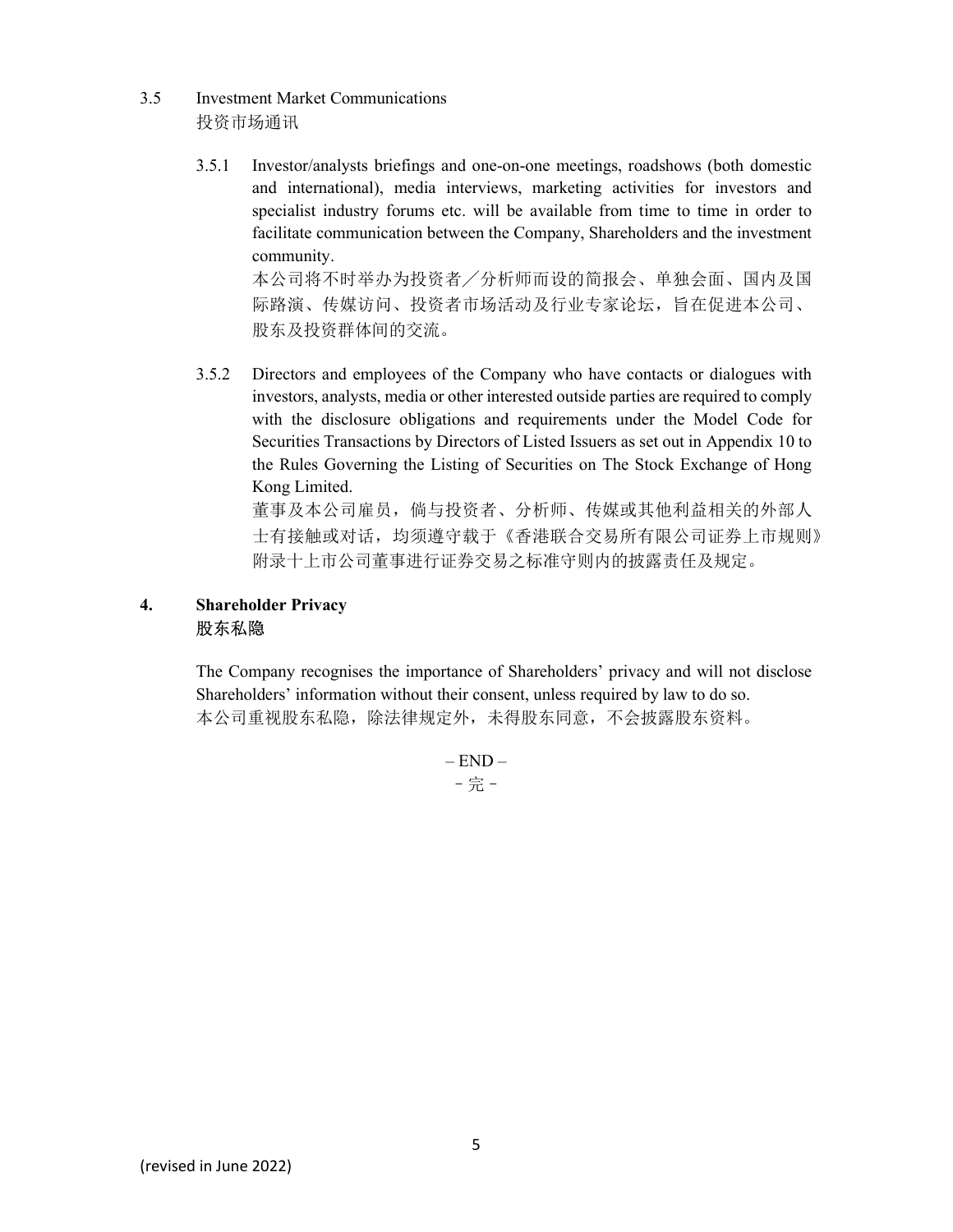3.5 Investment Market Communications
投资市场通讯

3.5.1 Investor/analysts briefings and one-on-one meetings, roadshows (both domestic and international), media interviews, marketing activities for investors and specialist industry forums etc. will be available from time to time in order to facilitate communication between the Company, Shareholders and the investment community.
本公司将不时举办为投资者／分析师而设的简报会、单独会面、国内及国际路演、传媒访问、投资者市场活动及行业专家论坛，旨在促进本公司、股东及投资群体间的交流。

3.5.2 Directors and employees of the Company who have contacts or dialogues with investors, analysts, media or other interested outside parties are required to comply with the disclosure obligations and requirements under the Model Code for Securities Transactions by Directors of Listed Issuers as set out in Appendix 10 to the Rules Governing the Listing of Securities on The Stock Exchange of Hong Kong Limited.
董事及本公司雇员，倘与投资者、分析师、传媒或其他利益相关的外部人士有接触或对话，均须遵守载于《香港联合交易所有限公司证券上市规则》附录十上市公司董事进行证券交易之标准守则内的披露责任及规定。

## 4. Shareholder Privacy
## 股东私隐

The Company recognises the importance of Shareholders' privacy and will not disclose Shareholders' information without their consent, unless required by law to do so.
本公司重视股东私隐，除法律规定外，未得股东同意，不会披露股东资料。

– END –
– 完 –

(revised in June 2022)